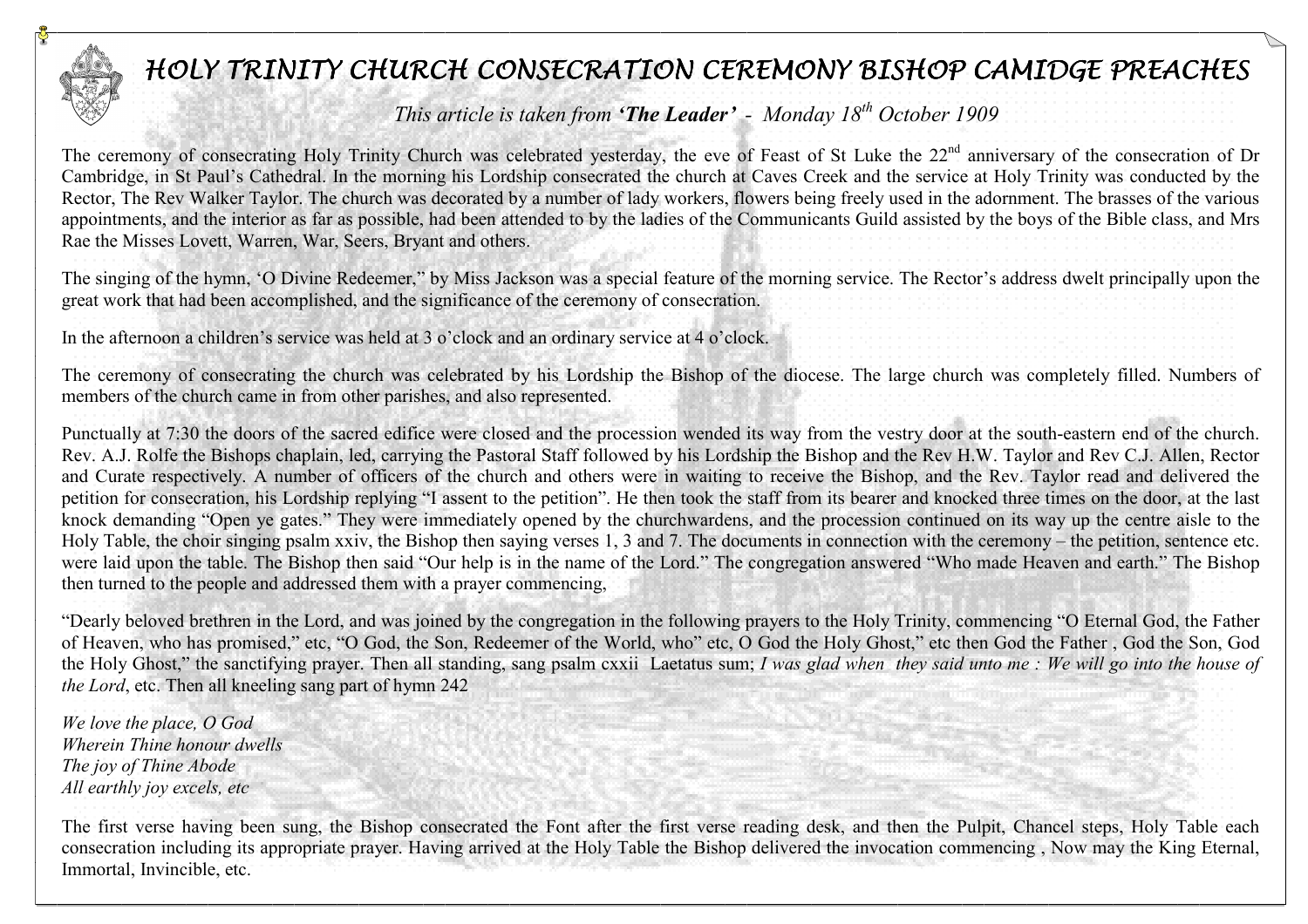# HOLY TRINITY CHURCH CONSECRATION CEREMONY BISHOP CAMIDGE PREACHES

*This article is taken from **'The Leader'** - Monday 18th October 1909*

The ceremony of consecrating Holy Trinity Church was celebrated yesterday, the eve of Feast of St Luke the 22nd anniversary of the consecration of Dr Cambridge, in St Paul's Cathedral. In the morning his Lordship consecrated the church at Caves Creek and the service at Holy Trinity was conducted by the Rector, The Rev Walker Taylor. The church was decorated by a number of lady workers, flowers being freely used in the adornment. The brasses of the various appointments, and the interior as far as possible, had been attended to by the ladies of the Communicants Guild assisted by the boys of the Bible class, and Mrs Rae the Misses Lovett, Warren, War, Seers, Bryant and others.

The singing of the hymn, 'O Divine Redeemer," by Miss Jackson was a special feature of the morning service. The Rector's address dwelt principally upon the great work that had been accomplished, and the significance of the ceremony of consecration.

In the afternoon a children's service was held at 3 o'clock and an ordinary service at 4 o'clock.

The ceremony of consecrating the church was celebrated by his Lordship the Bishop of the diocese. The large church was completely filled. Numbers of members of the church came in from other parishes, and also represented.

Punctually at 7:30 the doors of the sacred edifice were closed and the procession wended its way from the vestry door at the south-eastern end of the church. Rev. A.J. Rolfe the Bishops chaplain, led, carrying the Pastoral Staff followed by his Lordship the Bishop and the Rev H.W. Taylor and Rev C.J. Allen, Rector and Curate respectively. A number of officers of the church and others were in waiting to receive the Bishop, and the Rev. Taylor read and delivered the petition for consecration, his Lordship replying "I assent to the petition". He then took the staff from its bearer and knocked three times on the door, at the last knock demanding "Open ye gates." They were immediately opened by the churchwardens, and the procession continued on its way up the centre aisle to the Holy Table, the choir singing psalm xxiv, the Bishop then saying verses 1, 3 and 7. The documents in connection with the ceremony – the petition, sentence etc. were laid upon the table. The Bishop then said "Our help is in the name of the Lord." The congregation answered "Who made Heaven and earth." The Bishop then turned to the people and addressed them with a prayer commencing,

"Dearly beloved brethren in the Lord, and was joined by the congregation in the following prayers to the Holy Trinity, commencing "O Eternal God, the Father of Heaven, who has promised," etc, "O God, the Son, Redeemer of the World, who" etc, O God the Holy Ghost," etc then God the Father , God the Son, God the Holy Ghost," the sanctifying prayer. Then all standing, sang psalm cxxii Laetatus sum; *I was glad when they said unto me : We will go into the house of the Lord*, etc. Then all kneeling sang part of hymn 242

*We love the place, O God*
*Wherein Thine honour dwells*
*The joy of Thine Abode*
*All earthly joy excels, etc*

The first verse having been sung, the Bishop consecrated the Font after the first verse reading desk, and then the Pulpit, Chancel steps, Holy Table each consecration including its appropriate prayer. Having arrived at the Holy Table the Bishop delivered the invocation commencing , Now may the King Eternal, Immortal, Invincible, etc.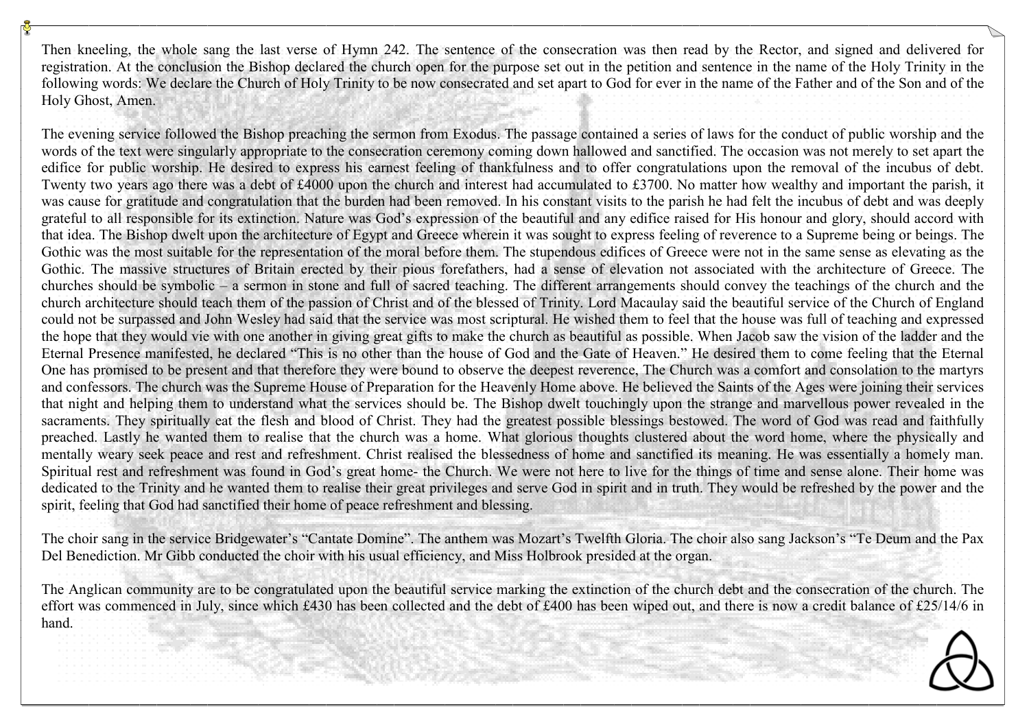Then kneeling, the whole sang the last verse of Hymn 242. The sentence of the consecration was then read by the Rector, and signed and delivered for registration. At the conclusion the Bishop declared the church open for the purpose set out in the petition and sentence in the name of the Holy Trinity in the following words: We declare the Church of Holy Trinity to be now consecrated and set apart to God for ever in the name of the Father and of the Son and of the Holy Ghost, Amen.

The evening service followed the Bishop preaching the sermon from Exodus. The passage contained a series of laws for the conduct of public worship and the words of the text were singularly appropriate to the consecration ceremony coming down hallowed and sanctified. The occasion was not merely to set apart the edifice for public worship. He desired to express his earnest feeling of thankfulness and to offer congratulations upon the removal of the incubus of debt. Twenty two years ago there was a debt of £4000 upon the church and interest had accumulated to £3700. No matter how wealthy and important the parish, it was cause for gratitude and congratulation that the burden had been removed. In his constant visits to the parish he had felt the incubus of debt and was deeply grateful to all responsible for its extinction. Nature was God's expression of the beautiful and any edifice raised for His honour and glory, should accord with that idea. The Bishop dwelt upon the architecture of Egypt and Greece wherein it was sought to express feeling of reverence to a Supreme being or beings. The Gothic was the most suitable for the representation of the moral before them. The stupendous edifices of Greece were not in the same sense as elevating as the Gothic. The massive structures of Britain erected by their pious forefathers, had a sense of elevation not associated with the architecture of Greece. The churches should be symbolic – a sermon in stone and full of sacred teaching. The different arrangements should convey the teachings of the church and the church architecture should teach them of the passion of Christ and of the blessed of Trinity. Lord Macaulay said the beautiful service of the Church of England could not be surpassed and John Wesley had said that the service was most scriptural. He wished them to feel that the house was full of teaching and expressed the hope that they would vie with one another in giving great gifts to make the church as beautiful as possible. When Jacob saw the vision of the ladder and the Eternal Presence manifested, he declared "This is no other than the house of God and the Gate of Heaven." He desired them to come feeling that the Eternal One has promised to be present and that therefore they were bound to observe the deepest reverence, The Church was a comfort and consolation to the martyrs and confessors. The church was the Supreme House of Preparation for the Heavenly Home above. He believed the Saints of the Ages were joining their services that night and helping them to understand what the services should be. The Bishop dwelt touchingly upon the strange and marvellous power revealed in the sacraments. They spiritually eat the flesh and blood of Christ. They had the greatest possible blessings bestowed. The word of God was read and faithfully preached. Lastly he wanted them to realise that the church was a home. What glorious thoughts clustered about the word home, where the physically and mentally weary seek peace and rest and refreshment. Christ realised the blessedness of home and sanctified its meaning. He was essentially a homely man. Spiritual rest and refreshment was found in God's great home- the Church. We were not here to live for the things of time and sense alone. Their home was dedicated to the Trinity and he wanted them to realise their great privileges and serve God in spirit and in truth. They would be refreshed by the power and the spirit, feeling that God had sanctified their home of peace refreshment and blessing.

The choir sang in the service Bridgewater's "Cantate Domine". The anthem was Mozart's Twelfth Gloria. The choir also sang Jackson's "Te Deum and the Pax Del Benediction. Mr Gibb conducted the choir with his usual efficiency, and Miss Holbrook presided at the organ.

The Anglican community are to be congratulated upon the beautiful service marking the extinction of the church debt and the consecration of the church. The effort was commenced in July, since which £430 has been collected and the debt of £400 has been wiped out, and there is now a credit balance of £25/14/6 in hand.